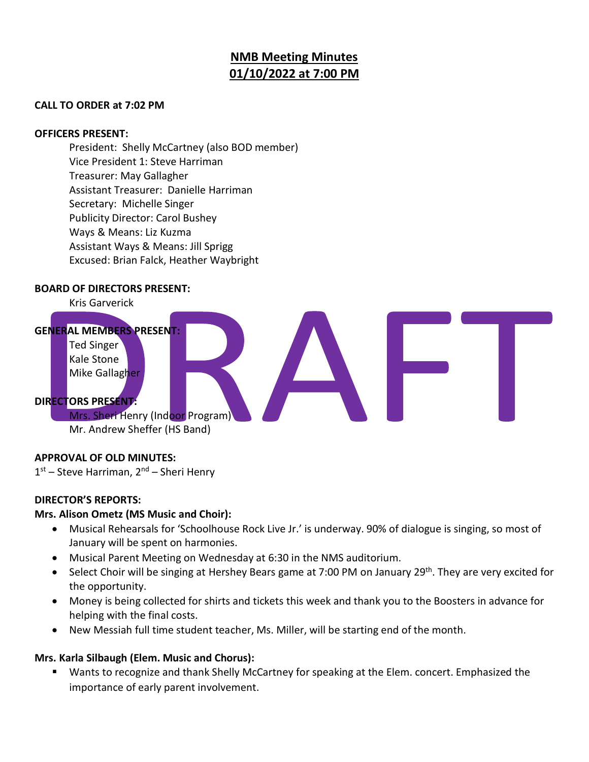# NMB Meeting Minutes
# 01/10/2022 at 7:00 PM

**CALL TO ORDER at 7:02 PM**

**OFFICERS PRESENT:**

President: Shelly McCartney (also BOD member)
Vice President 1: Steve Harriman
Treasurer: May Gallagher
Assistant Treasurer: Danielle Harriman
Secretary: Michelle Singer
Publicity Director: Carol Bushey
Ways & Means: Liz Kuzma
Assistant Ways & Means: Jill Sprigg
Excused: Brian Falck, Heather Waybright

**BOARD OF DIRECTORS PRESENT:**

Kris Garverick

**GENERAL MEMBERS PRESENT:**

Ted Singer
Kale Stone
Mike Gallagher

**DIRECTORS PRESENT:**

Mrs. Sheri Henry (Indoor Program)
Mr. Andrew Sheffer (HS Band)

**APPROVAL OF OLD MINUTES:**

1st – Steve Harriman, 2nd – Sheri Henry

**DIRECTOR'S REPORTS:**

**Mrs. Alison Ometz (MS Music and Choir):**

- Musical Rehearsals for 'Schoolhouse Rock Live Jr.' is underway. 90% of dialogue is singing, so most of January will be spent on harmonies.
- Musical Parent Meeting on Wednesday at 6:30 in the NMS auditorium.
- Select Choir will be singing at Hershey Bears game at 7:00 PM on January 29th. They are very excited for the opportunity.
- Money is being collected for shirts and tickets this week and thank you to the Boosters in advance for helping with the final costs.
- New Messiah full time student teacher, Ms. Miller, will be starting end of the month.

**Mrs. Karla Silbaugh (Elem. Music and Chorus):**

- Wants to recognize and thank Shelly McCartney for speaking at the Elem. concert. Emphasized the importance of early parent involvement.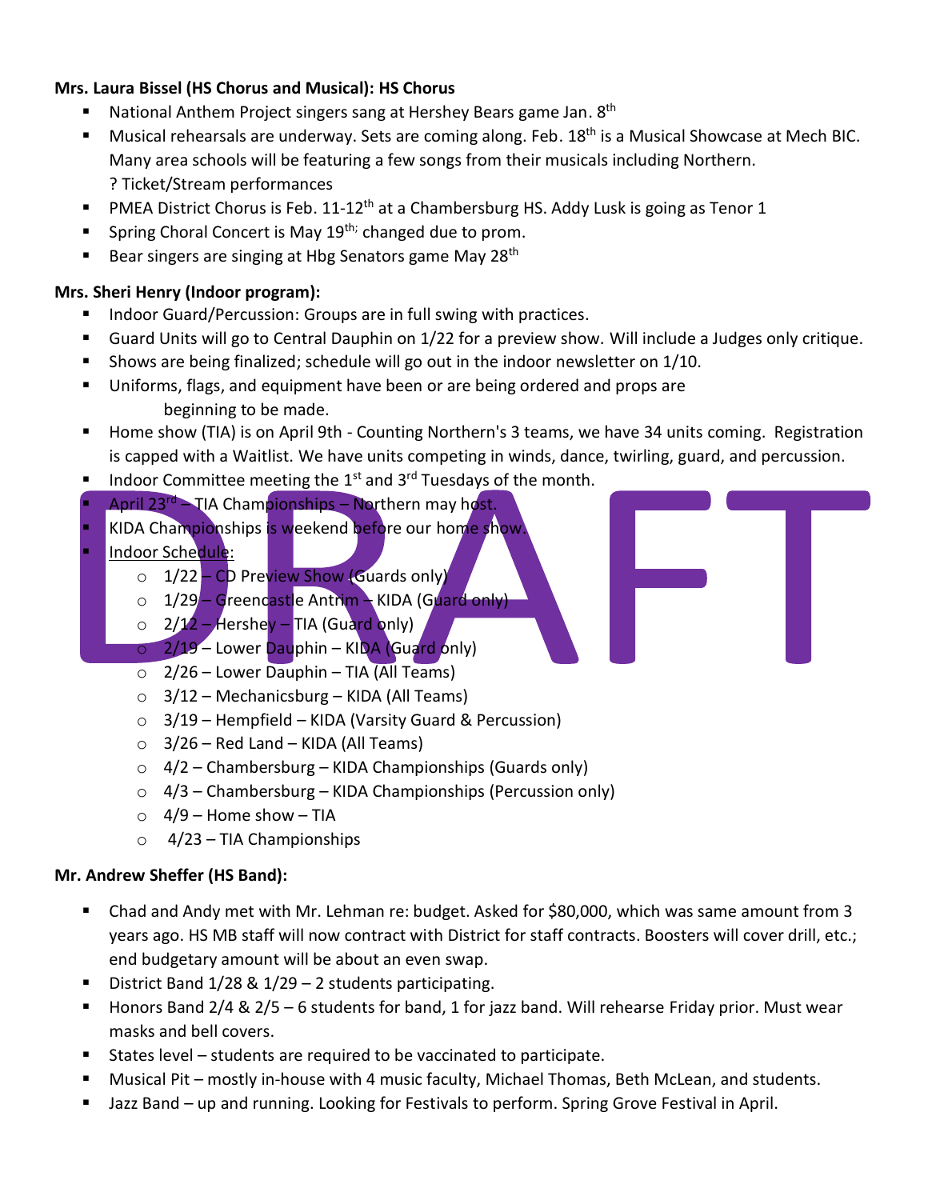**Mrs. Laura Bissel (HS Chorus and Musical): HS Chorus**

- National Anthem Project singers sang at Hershey Bears game Jan. 8th
- Musical rehearsals are underway. Sets are coming along. Feb. 18th is a Musical Showcase at Mech BIC. Many area schools will be featuring a few songs from their musicals including Northern. ? Ticket/Stream performances
- PMEA District Chorus is Feb. 11-12th at a Chambersburg HS. Addy Lusk is going as Tenor 1
- Spring Choral Concert is May 19th; changed due to prom.
- Bear singers are singing at Hbg Senators game May 28th

**Mrs. Sheri Henry (Indoor program):**

- Indoor Guard/Percussion: Groups are in full swing with practices.
- Guard Units will go to Central Dauphin on 1/22 for a preview show. Will include a Judges only critique.
- Shows are being finalized; schedule will go out in the indoor newsletter on 1/10.
- Uniforms, flags, and equipment have been or are being ordered and props are beginning to be made.
- Home show (TIA) is on April 9th - Counting Northern's 3 teams, we have 34 units coming. Registration is capped with a Waitlist. We have units competing in winds, dance, twirling, guard, and percussion.
- Indoor Committee meeting the 1st and 3rd Tuesdays of the month.
- April 23rd – TIA Championships – Northern may host.
- KIDA Championships is weekend before our home show.
- Indoor Schedule:
  - 1/22 – CD Preview Show (Guards only)
  - 1/29 – Greencastle Antrim – KIDA (Guard only)
  - 2/12 – Hershey – TIA (Guard only)
  - 2/19 – Lower Dauphin – KIDA (Guard only)
  - 2/26 – Lower Dauphin – TIA (All Teams)
  - 3/12 – Mechanicsburg – KIDA (All Teams)
  - 3/19 – Hempfield – KIDA (Varsity Guard & Percussion)
  - 3/26 – Red Land – KIDA (All Teams)
  - 4/2 – Chambersburg – KIDA Championships (Guards only)
  - 4/3 – Chambersburg – KIDA Championships (Percussion only)
  - 4/9 – Home show – TIA
  - 4/23 – TIA Championships

**Mr. Andrew Sheffer (HS Band):**

- Chad and Andy met with Mr. Lehman re: budget. Asked for $80,000, which was same amount from 3 years ago. HS MB staff will now contract with District for staff contracts. Boosters will cover drill, etc.; end budgetary amount will be about an even swap.
- District Band 1/28 & 1/29 – 2 students participating.
- Honors Band 2/4 & 2/5 – 6 students for band, 1 for jazz band. Will rehearse Friday prior. Must wear masks and bell covers.
- States level – students are required to be vaccinated to participate.
- Musical Pit – mostly in-house with 4 music faculty, Michael Thomas, Beth McLean, and students.
- Jazz Band – up and running. Looking for Festivals to perform. Spring Grove Festival in April.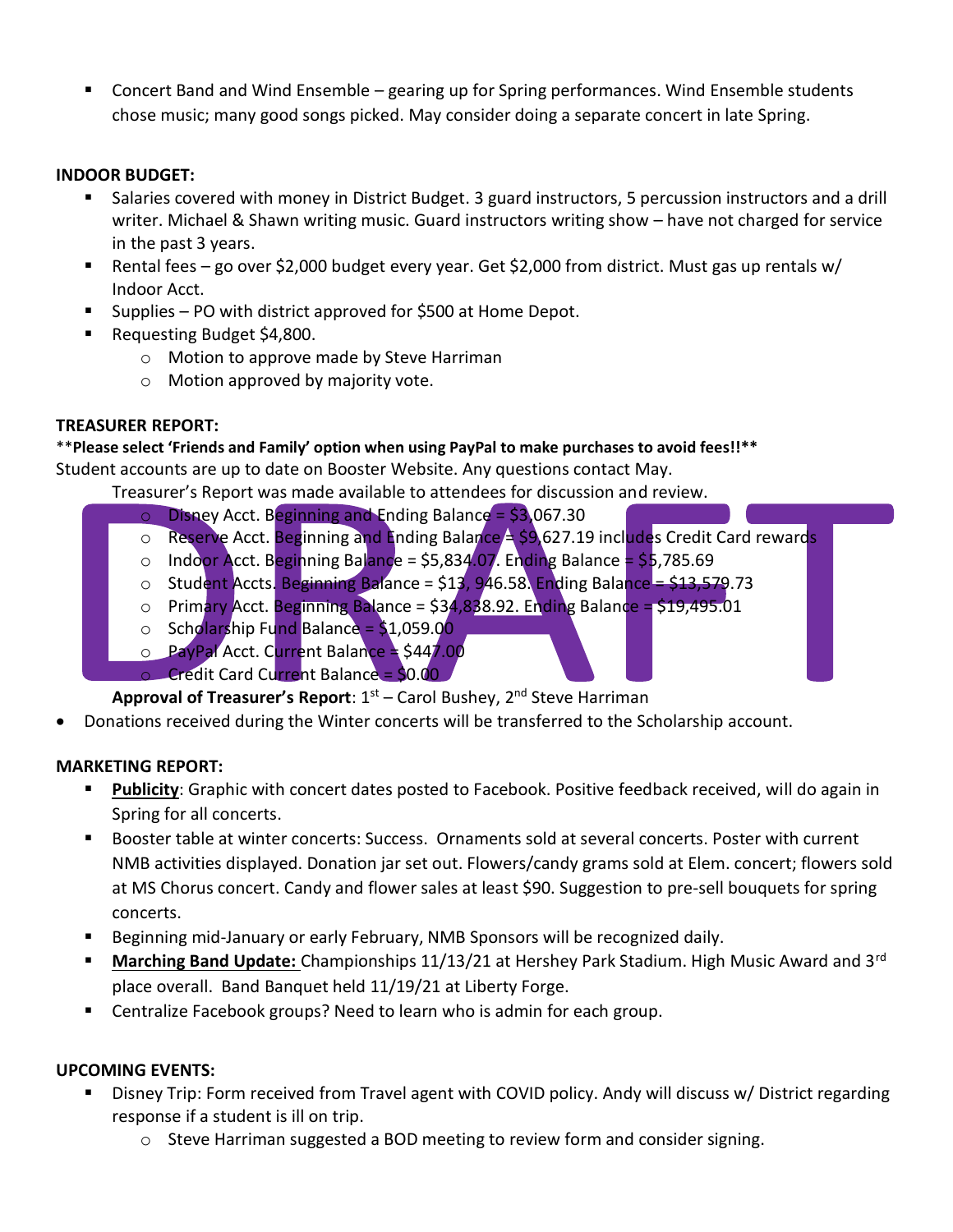- Concert Band and Wind Ensemble – gearing up for Spring performances. Wind Ensemble students chose music; many good songs picked. May consider doing a separate concert in late Spring.

**INDOOR BUDGET:**

- Salaries covered with money in District Budget. 3 guard instructors, 5 percussion instructors and a drill writer. Michael & Shawn writing music. Guard instructors writing show – have not charged for service in the past 3 years.
- Rental fees – go over $2,000 budget every year. Get $2,000 from district. Must gas up rentals w/ Indoor Acct.
- Supplies – PO with district approved for $500 at Home Depot.
- Requesting Budget $4,800.
  - Motion to approve made by Steve Harriman
  - Motion approved by majority vote.

**TREASURER REPORT:**

\*\***Please select 'Friends and Family' option when using PayPal to make purchases to avoid fees!!**\*\*

Student accounts are up to date on Booster Website. Any questions contact May.

Treasurer's Report was made available to attendees for discussion and review.

- Disney Acct. Beginning and Ending Balance = $3,067.30
- Reserve Acct. Beginning and Ending Balance = $9,627.19 includes Credit Card rewards
- Indoor Acct. Beginning Balance = $5,834.07. Ending Balance = $5,785.69
- Student Accts. Beginning Balance = $13,946.58. Ending Balance = $13,579.73
- Primary Acct. Beginning Balance = $34,838.92. Ending Balance = $19,495.01
- Scholarship Fund Balance = $1,059.00
- PayPal Acct. Current Balance = $447.00
- Credit Card Current Balance = $0.00

**Approval of Treasurer's Report**: 1st – Carol Bushey, 2nd Steve Harriman

- Donations received during the Winter concerts will be transferred to the Scholarship account.

**MARKETING REPORT:**

- **Publicity**: Graphic with concert dates posted to Facebook. Positive feedback received, will do again in Spring for all concerts.
- Booster table at winter concerts: Success. Ornaments sold at several concerts. Poster with current NMB activities displayed. Donation jar set out. Flowers/candy grams sold at Elem. concert; flowers sold at MS Chorus concert. Candy and flower sales at least $90. Suggestion to pre-sell bouquets for spring concerts.
- Beginning mid-January or early February, NMB Sponsors will be recognized daily.
- **Marching Band Update:** Championships 11/13/21 at Hershey Park Stadium. High Music Award and 3rd place overall. Band Banquet held 11/19/21 at Liberty Forge.
- Centralize Facebook groups? Need to learn who is admin for each group.

**UPCOMING EVENTS:**

- Disney Trip: Form received from Travel agent with COVID policy. Andy will discuss w/ District regarding response if a student is ill on trip.
  - Steve Harriman suggested a BOD meeting to review form and consider signing.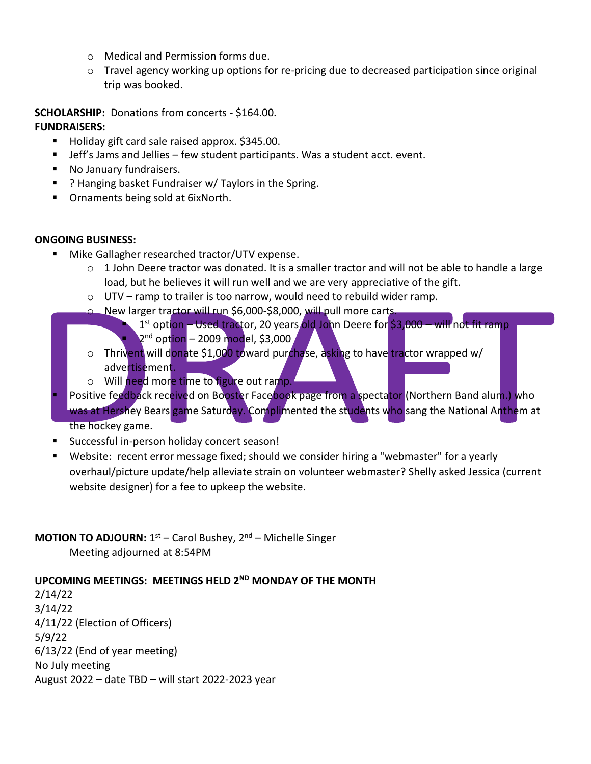- Medical and Permission forms due.
   - Travel agency working up options for re-pricing due to decreased participation since original trip was booked.

**SCHOLARSHIP:** Donations from concerts - $164.00.

**FUNDRAISERS:**

- Holiday gift card sale raised approx. $345.00.
- Jeff's Jams and Jellies – few student participants. Was a student acct. event.
- No January fundraisers.
- ? Hanging basket Fundraiser w/ Taylors in the Spring.
- Ornaments being sold at 6ixNorth.

**ONGOING BUSINESS:**

- Mike Gallagher researched tractor/UTV expense.
   - 1 John Deere tractor was donated. It is a smaller tractor and will not be able to handle a large load, but he believes it will run well and we are very appreciative of the gift.
   - UTV – ramp to trailer is too narrow, would need to rebuild wider ramp.
   - New larger tractor will run $6,000-$8,000, will pull more carts.
      - 1st option – Used tractor, 20 years old John Deere for $3,000 – will not fit ramp
      - 2nd option – 2009 model, $3,000
   - Thrivent will donate $1,000 toward purchase, asking to have tractor wrapped w/ advertisement.
   - Will need more time to figure out ramp.
- Positive feedback received on Booster Facebook page from a spectator (Northern Band alum.) who was at Hershey Bears game Saturday. Complimented the students who sang the National Anthem at the hockey game.
- Successful in-person holiday concert season!
- Website: recent error message fixed; should we consider hiring a "webmaster" for a yearly overhaul/picture update/help alleviate strain on volunteer webmaster? Shelly asked Jessica (current website designer) for a fee to upkeep the website.

**MOTION TO ADJOURN:** 1st – Carol Bushey, 2nd – Michelle Singer

Meeting adjourned at 8:54PM

**UPCOMING MEETINGS: MEETINGS HELD 2ND MONDAY OF THE MONTH**

2/14/22
3/14/22
4/11/22 (Election of Officers)
5/9/22
6/13/22 (End of year meeting)
No July meeting
August 2022 – date TBD – will start 2022-2023 year

DRAFT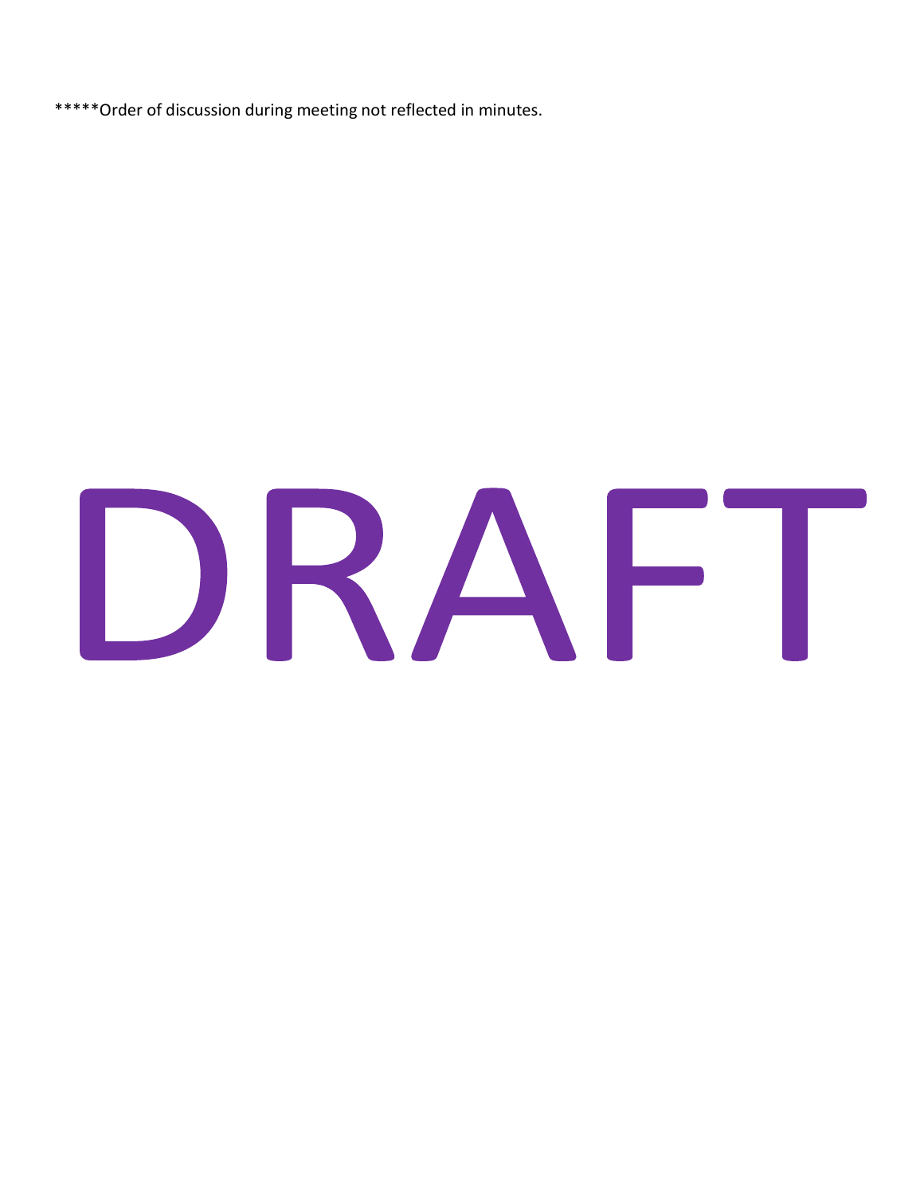*****Order of discussion during meeting not reflected in minutes.

# DRAFT